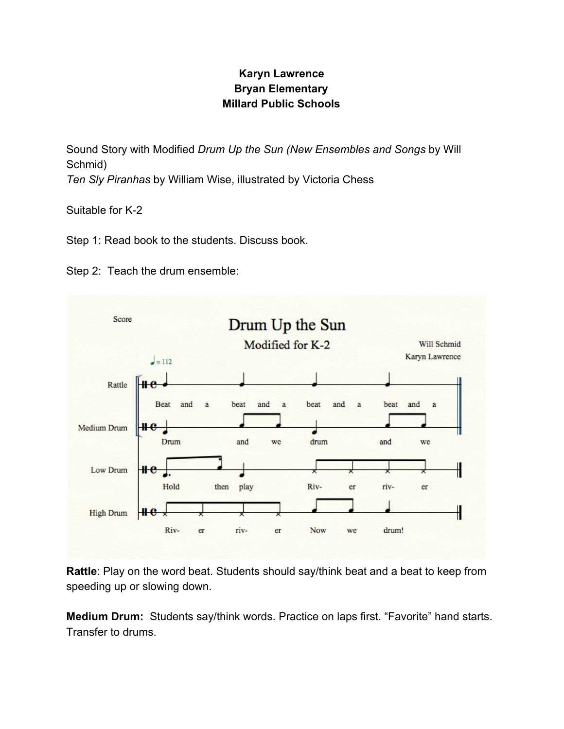**Karyn Lawrence**
**Bryan Elementary**
**Millard Public Schools**

Sound Story with Modified *Drum Up the Sun (New Ensembles and Songs* by Will Schmid)
*Ten Sly Piranhas* by William Wise, illustrated by Victoria Chess

Suitable for K-2

Step 1: Read book to the students. Discuss book.

Step 2: Teach the drum ensemble:

**Rattle**: Play on the word beat. Students should say/think beat and a beat to keep from speeding up or slowing down.

**Medium Drum:** Students say/think words. Practice on laps first. "Favorite" hand starts. Transfer to drums.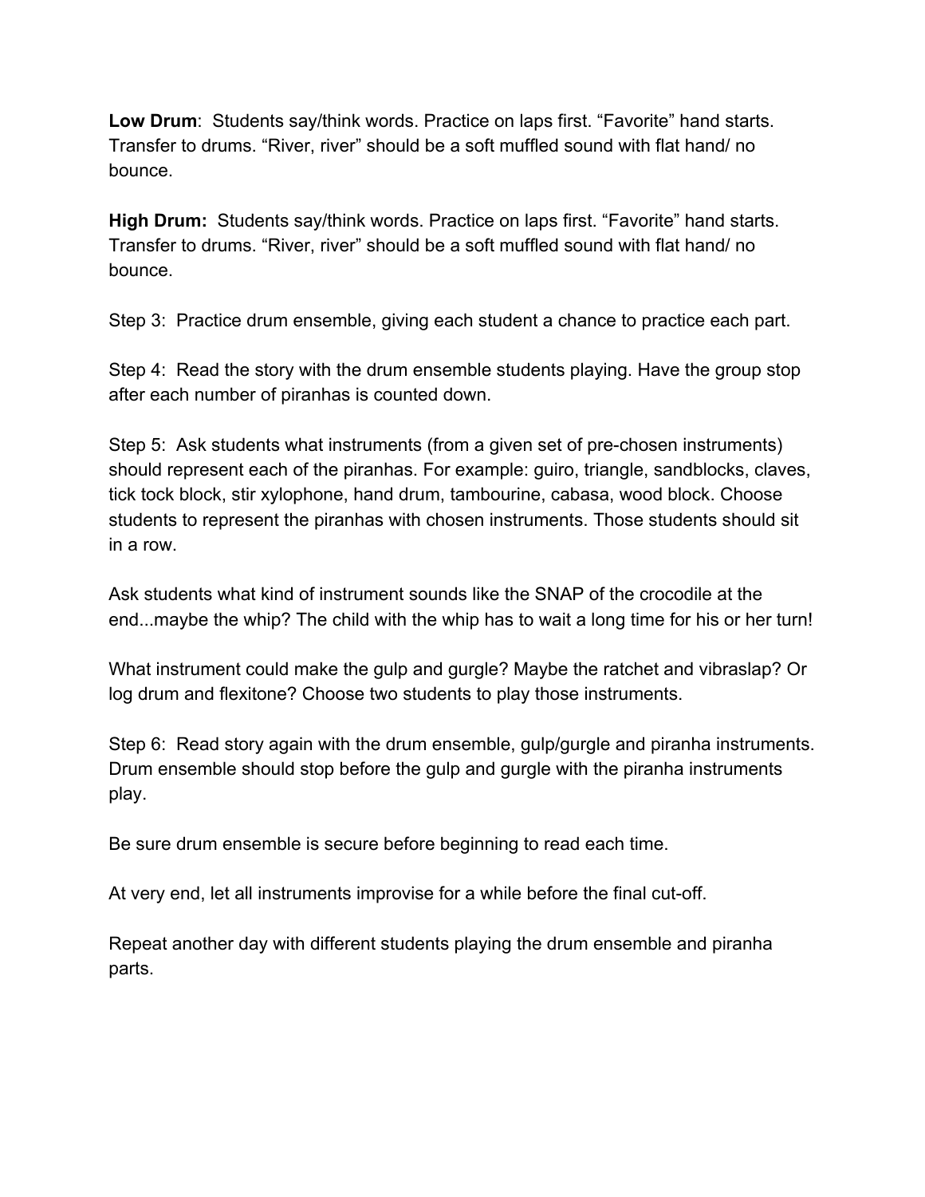**Low Drum**: Students say/think words. Practice on laps first. “Favorite” hand starts. Transfer to drums. “River, river” should be a soft muffled sound with flat hand/ no bounce.

**High Drum:** Students say/think words. Practice on laps first. “Favorite” hand starts. Transfer to drums. “River, river” should be a soft muffled sound with flat hand/ no bounce.

Step 3: Practice drum ensemble, giving each student a chance to practice each part.

Step 4: Read the story with the drum ensemble students playing. Have the group stop after each number of piranhas is counted down.

Step 5: Ask students what instruments (from a given set of pre-chosen instruments) should represent each of the piranhas. For example: guiro, triangle, sandblocks, claves, tick tock block, stir xylophone, hand drum, tambourine, cabasa, wood block. Choose students to represent the piranhas with chosen instruments. Those students should sit in a row.

Ask students what kind of instrument sounds like the SNAP of the crocodile at the end...maybe the whip? The child with the whip has to wait a long time for his or her turn!

What instrument could make the gulp and gurgle? Maybe the ratchet and vibraslap? Or log drum and flexitone? Choose two students to play those instruments.

Step 6: Read story again with the drum ensemble, gulp/gurgle and piranha instruments. Drum ensemble should stop before the gulp and gurgle with the piranha instruments play.

Be sure drum ensemble is secure before beginning to read each time.

At very end, let all instruments improvise for a while before the final cut-off.

Repeat another day with different students playing the drum ensemble and piranha parts.